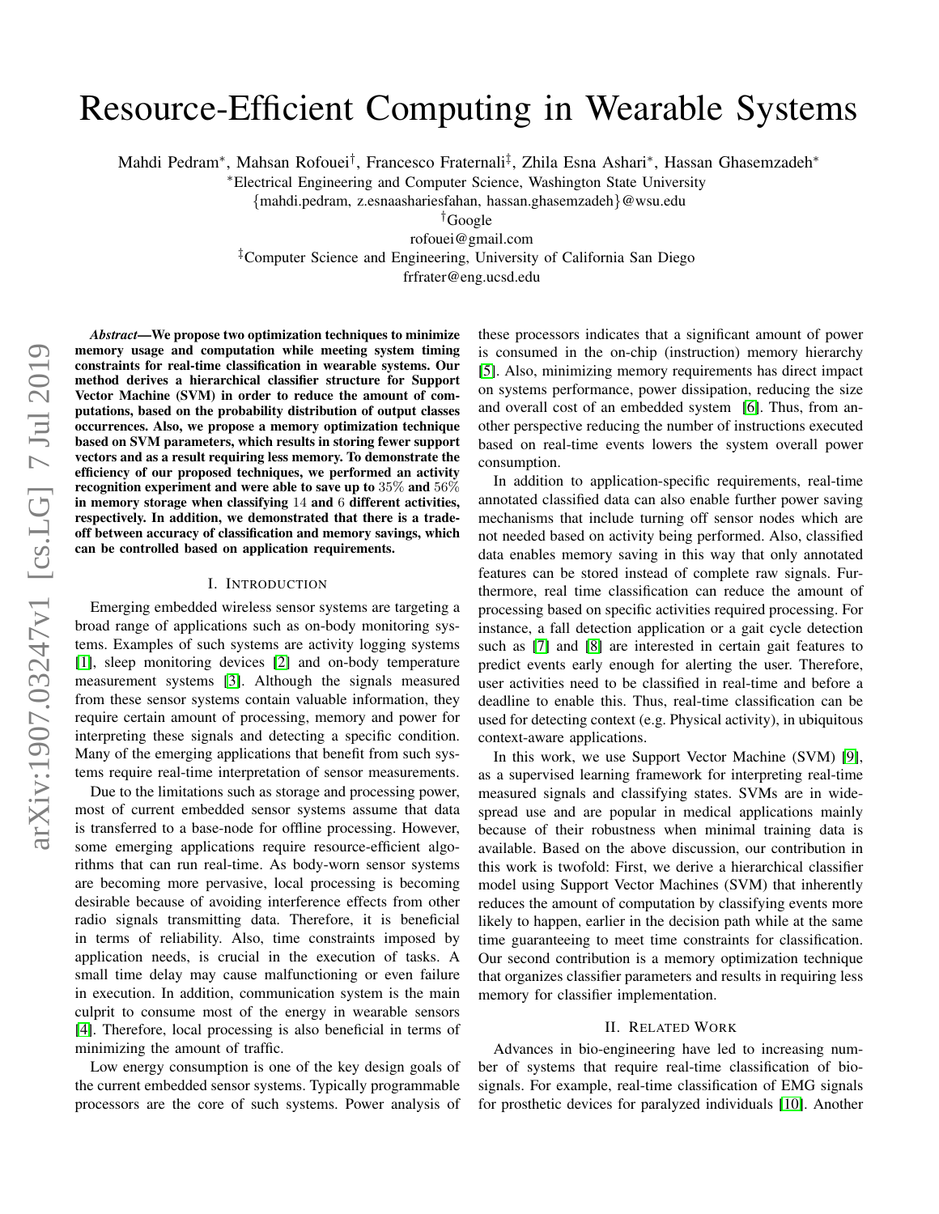# Resource-Efficient Computing in Wearable Systems

Mahdi Pedram*, Mahsan Rofouei†, Francesco Fraternali‡, Zhila Esna Ashari*, Hassan Ghasemzadeh*

*Electrical Engineering and Computer Science, Washington State University

{mahdi.pedram, z.esnaashariesfahan, hassan.ghasemzadeh}@wsu.edu

†Google

rofouei@gmail.com

‡Computer Science and Engineering, University of California San Diego

frfrater@eng.ucsd.edu

***Abstract*—We propose two optimization techniques to minimize memory usage and computation while meeting system timing constraints for real-time classification in wearable systems. Our method derives a hierarchical classifier structure for Support Vector Machine (SVM) in order to reduce the amount of computations, based on the probability distribution of output classes occurrences. Also, we propose a memory optimization technique based on SVM parameters, which results in storing fewer support vectors and as a result requiring less memory. To demonstrate the efficiency of our proposed techniques, we performed an activity recognition experiment and were able to save up to $35\%$ and $56\%$ in memory storage when classifying $14$ and $6$ different activities, respectively. In addition, we demonstrated that there is a tradeoff between accuracy of classification and memory savings, which can be controlled based on application requirements.**

## I. Introduction

Emerging embedded wireless sensor systems are targeting a broad range of applications such as on-body monitoring systems. Examples of such systems are activity logging systems [1], sleep monitoring devices [2] and on-body temperature measurement systems [3]. Although the signals measured from these sensor systems contain valuable information, they require certain amount of processing, memory and power for interpreting these signals and detecting a specific condition. Many of the emerging applications that benefit from such systems require real-time interpretation of sensor measurements.

Due to the limitations such as storage and processing power, most of current embedded sensor systems assume that data is transferred to a base-node for offline processing. However, some emerging applications require resource-efficient algorithms that can run real-time. As body-worn sensor systems are becoming more pervasive, local processing is becoming desirable because of avoiding interference effects from other radio signals transmitting data. Therefore, it is beneficial in terms of reliability. Also, time constraints imposed by application needs, is crucial in the execution of tasks. A small time delay may cause malfunctioning or even failure in execution. In addition, communication system is the main culprit to consume most of the energy in wearable sensors [4]. Therefore, local processing is also beneficial in terms of minimizing the amount of traffic.

Low energy consumption is one of the key design goals of the current embedded sensor systems. Typically programmable processors are the core of such systems. Power analysis of these processors indicates that a significant amount of power is consumed in the on-chip (instruction) memory hierarchy [5]. Also, minimizing memory requirements has direct impact on systems performance, power dissipation, reducing the size and overall cost of an embedded system [6]. Thus, from another perspective reducing the number of instructions executed based on real-time events lowers the system overall power consumption.

In addition to application-specific requirements, real-time annotated classified data can also enable further power saving mechanisms that include turning off sensor nodes which are not needed based on activity being performed. Also, classified data enables memory saving in this way that only annotated features can be stored instead of complete raw signals. Furthermore, real time classification can reduce the amount of processing based on specific activities required processing. For instance, a fall detection application or a gait cycle detection such as [7] and [8] are interested in certain gait features to predict events early enough for alerting the user. Therefore, user activities need to be classified in real-time and before a deadline to enable this. Thus, real-time classification can be used for detecting context (e.g. Physical activity), in ubiquitous context-aware applications.

In this work, we use Support Vector Machine (SVM) [9], as a supervised learning framework for interpreting real-time measured signals and classifying states. SVMs are in widespread use and are popular in medical applications mainly because of their robustness when minimal training data is available. Based on the above discussion, our contribution in this work is twofold: First, we derive a hierarchical classifier model using Support Vector Machines (SVM) that inherently reduces the amount of computation by classifying events more likely to happen, earlier in the decision path while at the same time guaranteeing to meet time constraints for classification. Our second contribution is a memory optimization technique that organizes classifier parameters and results in requiring less memory for classifier implementation.

## II. Related Work

Advances in bio-engineering have led to increasing number of systems that require real-time classification of biosignals. For example, real-time classification of EMG signals for prosthetic devices for paralyzed individuals [10]. Another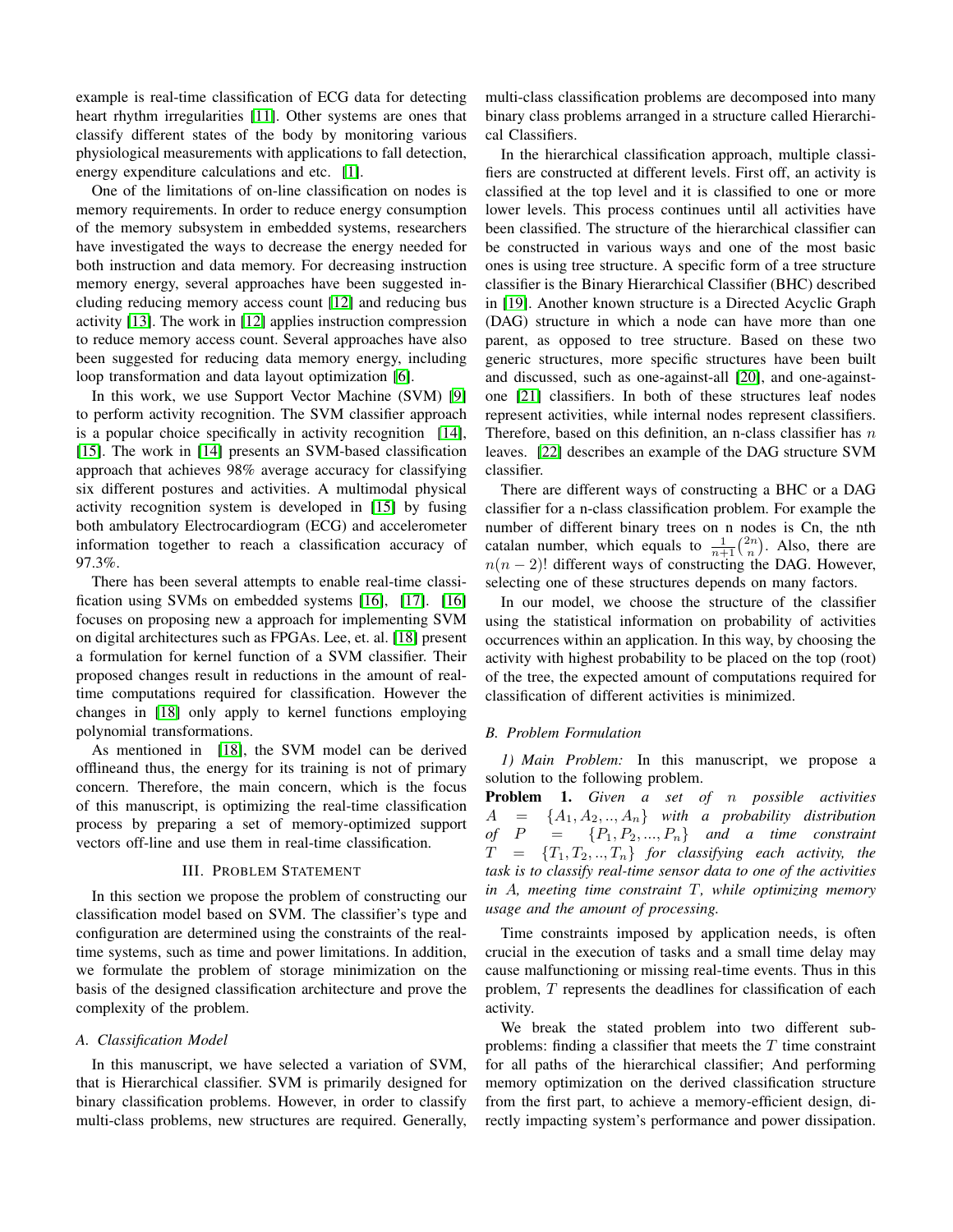example is real-time classification of ECG data for detecting heart rhythm irregularities [11]. Other systems are ones that classify different states of the body by monitoring various physiological measurements with applications to fall detection, energy expenditure calculations and etc. [1].

One of the limitations of on-line classification on nodes is memory requirements. In order to reduce energy consumption of the memory subsystem in embedded systems, researchers have investigated the ways to decrease the energy needed for both instruction and data memory. For decreasing instruction memory energy, several approaches have been suggested including reducing memory access count [12] and reducing bus activity [13]. The work in [12] applies instruction compression to reduce memory access count. Several approaches have also been suggested for reducing data memory energy, including loop transformation and data layout optimization [6].

In this work, we use Support Vector Machine (SVM) [9] to perform activity recognition. The SVM classifier approach is a popular choice specifically in activity recognition [14], [15]. The work in [14] presents an SVM-based classification approach that achieves 98% average accuracy for classifying six different postures and activities. A multimodal physical activity recognition system is developed in [15] by fusing both ambulatory Electrocardiogram (ECG) and accelerometer information together to reach a classification accuracy of 97.3%.

There has been several attempts to enable real-time classification using SVMs on embedded systems [16], [17]. [16] focuses on proposing new a approach for implementing SVM on digital architectures such as FPGAs. Lee, et. al. [18] present a formulation for kernel function of a SVM classifier. Their proposed changes result in reductions in the amount of real-time computations required for classification. However the changes in [18] only apply to kernel functions employing polynomial transformations.

As mentioned in [18], the SVM model can be derived offlineand thus, the energy for its training is not of primary concern. Therefore, the main concern, which is the focus of this manuscript, is optimizing the real-time classification process by preparing a set of memory-optimized support vectors off-line and use them in real-time classification.

## III. Problem Statement

In this section we propose the problem of constructing our classification model based on SVM. The classifier's type and configuration are determined using the constraints of the real-time systems, such as time and power limitations. In addition, we formulate the problem of storage minimization on the basis of the designed classification architecture and prove the complexity of the problem.

### A. Classification Model

In this manuscript, we have selected a variation of SVM, that is Hierarchical classifier. SVM is primarily designed for binary classification problems. However, in order to classify multi-class problems, new structures are required. Generally, multi-class classification problems are decomposed into many binary class problems arranged in a structure called Hierarchical Classifiers.

In the hierarchical classification approach, multiple classifiers are constructed at different levels. First off, an activity is classified at the top level and it is classified to one or more lower levels. This process continues until all activities have been classified. The structure of the hierarchical classifier can be constructed in various ways and one of the most basic ones is using tree structure. A specific form of a tree structure classifier is the Binary Hierarchical Classifier (BHC) described in [19]. Another known structure is a Directed Acyclic Graph (DAG) structure in which a node can have more than one parent, as opposed to tree structure. Based on these two generic structures, more specific structures have been built and discussed, such as one-against-all [20], and one-against-one [21] classifiers. In both of these structures leaf nodes represent activities, while internal nodes represent classifiers. Therefore, based on this definition, an n-class classifier has $n$ leaves. [22] describes an example of the DAG structure SVM classifier.

There are different ways of constructing a BHC or a DAG classifier for a n-class classification problem. For example the number of different binary trees on n nodes is Cn, the nth catalan number, which equals to $\frac{1}{n+1}\binom{2n}{n}$. Also, there are $n(n-2)!$ different ways of constructing the DAG. However, selecting one of these structures depends on many factors.

In our model, we choose the structure of the classifier using the statistical information on probability of activities occurrences within an application. In this way, by choosing the activity with highest probability to be placed on the top (root) of the tree, the expected amount of computations required for classification of different activities is minimized.

### B. Problem Formulation

*1) Main Problem:* In this manuscript, we propose a solution to the following problem.

**Problem 1.** *Given a set of $n$ possible activities $A = \{A_1, A_2, .., A_n\}$ with a probability distribution of $P = \{P_1, P_2, ..., P_n\}$ and a time constraint $T = \{T_1, T_2, .., T_n\}$ for classifying each activity, the task is to classify real-time sensor data to one of the activities in $A$, meeting time constraint $T$, while optimizing memory usage and the amount of processing.*

Time constraints imposed by application needs, is often crucial in the execution of tasks and a small time delay may cause malfunctioning or missing real-time events. Thus in this problem, $T$ represents the deadlines for classification of each activity.

We break the stated problem into two different sub-problems: finding a classifier that meets the $T$ time constraint for all paths of the hierarchical classifier; And performing memory optimization on the derived classification structure from the first part, to achieve a memory-efficient design, directly impacting system's performance and power dissipation.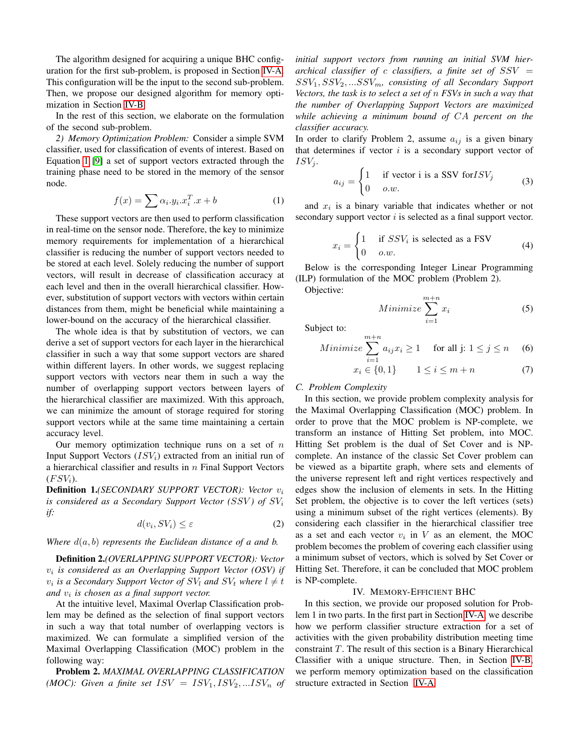The algorithm designed for acquiring a unique BHC configuration for the first sub-problem, is proposed in Section IV-A. This configuration will be the input to the second sub-problem. Then, we propose our designed algorithm for memory optimization in Section IV-B.

In the rest of this section, we elaborate on the formulation of the second sub-problem.

*2) Memory Optimization Problem:* Consider a simple SVM classifier, used for classification of events of interest. Based on Equation 1 [9] a set of support vectors extracted through the training phase need to be stored in the memory of the sensor node.

$$f(x) = \sum \alpha_i . y_i . x_i^T . x + b \tag{1}$$

These support vectors are then used to perform classification in real-time on the sensor node. Therefore, the key to minimize memory requirements for implementation of a hierarchical classifier is reducing the number of support vectors needed to be stored at each level. Solely reducing the number of support vectors, will result in decrease of classification accuracy at each level and then in the overall hierarchical classifier. However, substitution of support vectors with vectors within certain distances from them, might be beneficial while maintaining a lower-bound on the accuracy of the hierarchical classifier.

The whole idea is that by substitution of vectors, we can derive a set of support vectors for each layer in the hierarchical classifier in such a way that some support vectors are shared within different layers. In other words, we suggest replacing support vectors with vectors near them in such a way the number of overlapping support vectors between layers of the hierarchical classifier are maximized. With this approach, we can minimize the amount of storage required for storing support vectors while at the same time maintaining a certain accuracy level.

Our memory optimization technique runs on a set of $n$ Input Support Vectors ($ISV_i$) extracted from an initial run of a hierarchical classifier and results in $n$ Final Support Vectors ($FSV_i$).

**Definition 1.***(SECONDARY SUPPORT VECTOR): Vector $v_i$ is considered as a Secondary Support Vector ($SSV$) of $SV_i$ if:*

$$d(v_i, SV_i) \leq \varepsilon \tag{2}$$

*Where $d(a,b)$ represents the Euclidean distance of a and b.*

**Definition 2.***(OVERLAPPING SUPPORT VECTOR): Vector $v_i$ is considered as an Overlapping Support Vector (OSV) if $v_i$ is a Secondary Support Vector of $SV_l$ and $SV_t$ where $l \neq t$ and $v_i$ is chosen as a final support vector.*

At the intuitive level, Maximal Overlap Classification problem may be defined as the selection of final support vectors in such a way that total number of overlapping vectors is maximized. We can formulate a simplified version of the Maximal Overlapping Classification (MOC) problem in the following way:

**Problem 2.** *MAXIMAL OVERLAPPING CLASSIFICATION (MOC): Given a finite set $ISV = ISV_1, ISV_2, ...ISV_n$ of initial support vectors from running an initial SVM hierarchical classifier of $c$ classifiers, a finite set of $SSV = SSV_1, SSV_2, ...SSV_m$, consisting of all Secondary Support Vectors, the task is to select a set of $n$ FSVs in such a way that the number of Overlapping Support Vectors are maximized while achieving a minimum bound of $CA$ percent on the classifier accuracy.*

In order to clarify Problem 2, assume $a_{ij}$ is a given binary that determines if vector $i$ is a secondary support vector of $ISV_j$.

$$a_{ij} = \begin{cases} 1 & \text{if vector i is a SSV for} ISV_j \\ 0 & o.w. \end{cases} \tag{3}$$

and $x_i$ is a binary variable that indicates whether or not secondary support vector $i$ is selected as a final support vector.

$$x_i = \begin{cases} 1 & \text{if } SSV_i \text{ is selected as a FSV} \\ 0 & o.w. \end{cases} \tag{4}$$

Below is the corresponding Integer Linear Programming (ILP) formulation of the MOC problem (Problem 2).

Objective:

$$Minimize \sum_{i=1}^{m+n} x_i \tag{5}$$

Subject to:

$$Minimize \sum_{i=1}^{m+n} a_{ij} x_i \geq 1 \quad \text{for all j: } 1 \leq j \leq n \tag{6}$$

$$x_i \in \{0, 1\} \qquad 1 \leq i \leq m+n \tag{7}$$

### C. Problem Complexity

In this section, we provide problem complexity analysis for the Maximal Overlapping Classification (MOC) problem. In order to prove that the MOC problem is NP-complete, we transform an instance of Hitting Set problem, into MOC. Hitting Set problem is the dual of Set Cover and is NP-complete. An instance of the classic Set Cover problem can be viewed as a bipartite graph, where sets and elements of the universe represent left and right vertices respectively and edges show the inclusion of elements in sets. In the Hitting Set problem, the objective is to cover the left vertices (sets) using a minimum subset of the right vertices (elements). By considering each classifier in the hierarchical classifier tree as a set and each vector $v_i$ in $V$ as an element, the MOC problem becomes the problem of covering each classifier using a minimum subset of vectors, which is solved by Set Cover or Hitting Set. Therefore, it can be concluded that MOC problem is NP-complete.

## IV. Memory-Efficient BHC

In this section, we provide our proposed solution for Problem 1 in two parts. In the first part in Section IV-A, we describe how we perform classifier structure extraction for a set of activities with the given probability distribution meeting time constraint $T$. The result of this section is a Binary Hierarchical Classifier with a unique structure. Then, in Section IV-B, we perform memory optimization based on the classification structure extracted in Section IV-A.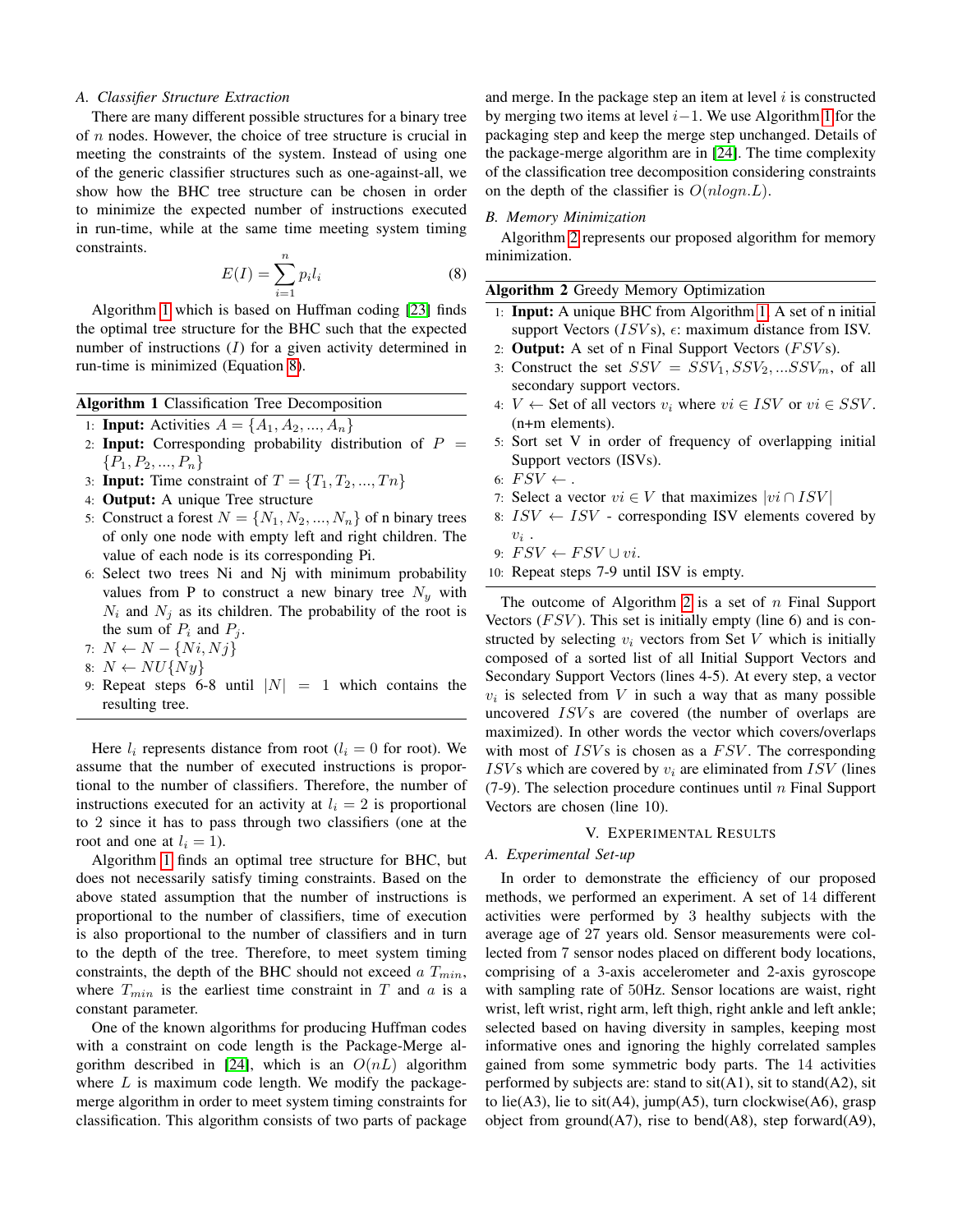### A. Classifier Structure Extraction

There are many different possible structures for a binary tree of $n$ nodes. However, the choice of tree structure is crucial in meeting the constraints of the system. Instead of using one of the generic classifier structures such as one-against-all, we show how the BHC tree structure can be chosen in order to minimize the expected number of instructions executed in run-time, while at the same time meeting system timing constraints.

$$E(I) = \sum_{i=1}^{n} p_i l_i \tag{8}$$

Algorithm 1 which is based on Huffman coding [23] finds the optimal tree structure for the BHC such that the expected number of instructions ($I$) for a given activity determined in run-time is minimized (Equation 8).

**Algorithm 1** Classification Tree Decomposition

1. **Input:** Activities $A = \{A_1, A_2, ..., A_n\}$
2. **Input:** Corresponding probability distribution of $P = \{P_1, P_2, ..., P_n\}$
3. **Input:** Time constraint of $T = \{T_1, T_2, ..., Tn\}$
4. **Output:** A unique Tree structure
5. Construct a forest $N = \{N_1, N_2, ..., N_n\}$ of n binary trees of only one node with empty left and right children. The value of each node is its corresponding Pi.
6. Select two trees Ni and Nj with minimum probability values from P to construct a new binary tree $N_y$ with $N_i$ and $N_j$ as its children. The probability of the root is the sum of $P_i$ and $P_j$.
7. $N \leftarrow N - \{Ni, Nj\}$
8. $N \leftarrow NU\{Ny\}$
9. Repeat steps 6-8 until $|N| = 1$ which contains the resulting tree.

Here $l_i$ represents distance from root ($l_i = 0$ for root). We assume that the number of executed instructions is proportional to the number of classifiers. Therefore, the number of instructions executed for an activity at $l_i = 2$ is proportional to 2 since it has to pass through two classifiers (one at the root and one at $l_i = 1$).

Algorithm 1 finds an optimal tree structure for BHC, but does not necessarily satisfy timing constraints. Based on the above stated assumption that the number of instructions is proportional to the number of classifiers, time of execution is also proportional to the number of classifiers and in turn to the depth of the tree. Therefore, to meet system timing constraints, the depth of the BHC should not exceed $a$ $T_{min}$, where $T_{min}$ is the earliest time constraint in $T$ and $a$ is a constant parameter.

One of the known algorithms for producing Huffman codes with a constraint on code length is the Package-Merge algorithm described in [24], which is an $O(nL)$ algorithm where $L$ is maximum code length. We modify the package-merge algorithm in order to meet system timing constraints for classification. This algorithm consists of two parts of package and merge. In the package step an item at level $i$ is constructed by merging two items at level $i-1$. We use Algorithm 1 for the packaging step and keep the merge step unchanged. Details of the package-merge algorithm are in [24]. The time complexity of the classification tree decomposition considering constraints on the depth of the classifier is $O(nlogn.L)$.

### B. Memory Minimization

Algorithm 2 represents our proposed algorithm for memory minimization.

**Algorithm 2** Greedy Memory Optimization

1. **Input:** A unique BHC from Algorithm 1. A set of n initial support Vectors ($ISV$s), $\epsilon$: maximum distance from ISV.
2. **Output:** A set of n Final Support Vectors ($FSV$s).
3. Construct the set $SSV = SSV_1, SSV_2, ...SSV_m$, of all secondary support vectors.
4. $V \leftarrow$ Set of all vectors $v_i$ where $vi \in ISV$ or $vi \in SSV$. (n+m elements).
5. Sort set V in order of frequency of overlapping initial Support vectors (ISVs).
6. $FSV \leftarrow$ .
7. Select a vector $vi \in V$ that maximizes $|vi \cap ISV|$
8. $ISV \leftarrow ISV$ - corresponding ISV elements covered by $v_i$ .
9. $FSV \leftarrow FSV \cup vi$.
10. Repeat steps 7-9 until ISV is empty.

The outcome of Algorithm 2 is a set of $n$ Final Support Vectors ($FSV$). This set is initially empty (line 6) and is constructed by selecting $v_i$ vectors from Set $V$ which is initially composed of a sorted list of all Initial Support Vectors and Secondary Support Vectors (lines 4-5). At every step, a vector $v_i$ is selected from $V$ in such a way that as many possible uncovered $ISV$s are covered (the number of overlaps are maximized). In other words the vector which covers/overlaps with most of $ISV$s is chosen as a $FSV$. The corresponding $ISV$s which are covered by $v_i$ are eliminated from $ISV$ (lines (7-9). The selection procedure continues until $n$ Final Support Vectors are chosen (line 10).

## V. Experimental Results

### A. Experimental Set-up

In order to demonstrate the efficiency of our proposed methods, we performed an experiment. A set of 14 different activities were performed by 3 healthy subjects with the average age of 27 years old. Sensor measurements were collected from 7 sensor nodes placed on different body locations, comprising of a 3-axis accelerometer and 2-axis gyroscope with sampling rate of 50Hz. Sensor locations are waist, right wrist, left wrist, right arm, left thigh, right ankle and left ankle; selected based on having diversity in samples, keeping most informative ones and ignoring the highly correlated samples gained from some symmetric body parts. The 14 activities performed by subjects are: stand to sit(A1), sit to stand(A2), sit to lie(A3), lie to sit(A4), jump(A5), turn clockwise(A6), grasp object from ground(A7), rise to bend(A8), step forward(A9),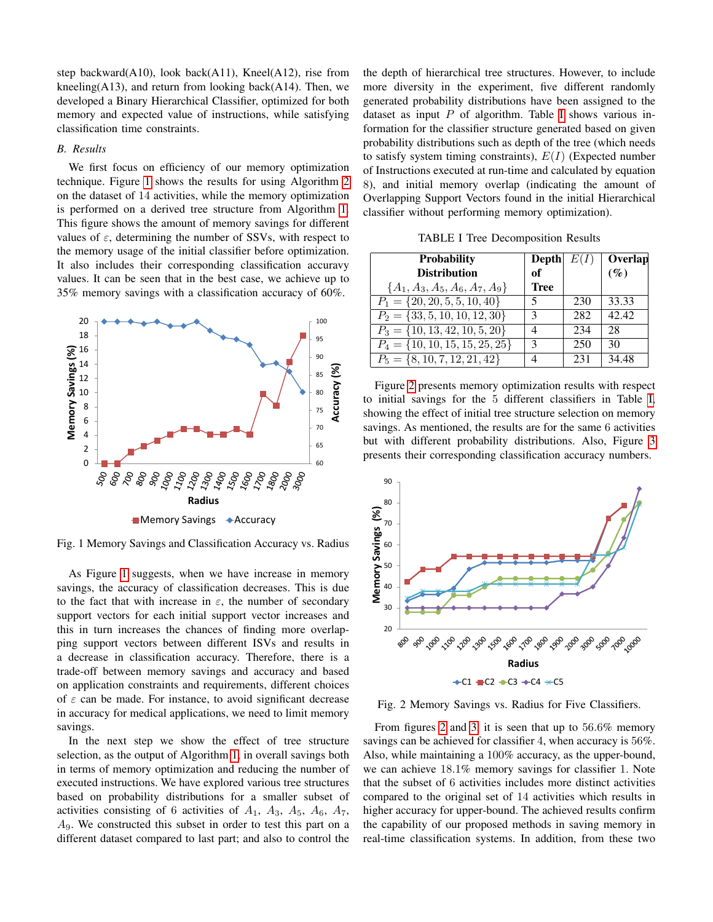step backward(A10), look back(A11), Kneel(A12), rise from kneeling(A13), and return from looking back(A14). Then, we developed a Binary Hierarchical Classifier, optimized for both memory and expected value of instructions, while satisfying classification time constraints.

### *B. Results*

We first focus on efficiency of our memory optimization technique. Figure 1 shows the results for using Algorithm 2 on the dataset of 14 activities, while the memory optimization is performed on a derived tree structure from Algorithm 1. This figure shows the amount of memory savings for different values of $\varepsilon$, determining the number of SSVs, with respect to the memory usage of the initial classifier before optimization. It also includes their corresponding classification accuravy values. It can be seen that in the best case, we achieve up to 35% memory savings with a classification accuracy of 60%.

Fig. 1 Memory Savings and Classification Accuracy vs. Radius

As Figure 1 suggests, when we have increase in memory savings, the accuracy of classification decreases. This is due to the fact that with increase in $\varepsilon$, the number of secondary support vectors for each initial support vector increases and this in turn increases the chances of finding more overlapping support vectors between different ISVs and results in a decrease in classification accuracy. Therefore, there is a trade-off between memory savings and accuracy and based on application constraints and requirements, different choices of $\varepsilon$ can be made. For instance, to avoid significant decrease in accuracy for medical applications, we need to limit memory savings.

In the next step we show the effect of tree structure selection, as the output of Algorithm 1, in overall savings both in terms of memory optimization and reducing the number of executed instructions. We have explored various tree structures based on probability distributions for a smaller subset of activities consisting of 6 activities of $A_1$, $A_3$, $A_5$, $A_6$, $A_7$, $A_9$. We constructed this subset in order to test this part on a different dataset compared to last part; and also to control the the depth of hierarchical tree structures. However, to include more diversity in the experiment, five different randomly generated probability distributions have been assigned to the dataset as input $P$ of algorithm. Table I shows various information for the classifier structure generated based on given probability distributions such as depth of the tree (which needs to satisfy system timing constraints), $E(I)$ (Expected number of Instructions executed at run-time and calculated by equation 8), and initial memory overlap (indicating the amount of Overlapping Support Vectors found in the initial Hierarchical classifier without performing memory optimization).

TABLE I Tree Decomposition Results

| **Probability Distribution** $\{A_1, A_3, A_5, A_6, A_7, A_9\}$ | **Depth of Tree** | $E(I)$ | **Overlap (%)** |
|---|---|---|---|
| $P_1 = \{20, 20, 5, 5, 10, 40\}$ | 5 | 230 | 33.33 |
| $P_2 = \{33, 5, 10, 10, 12, 30\}$ | 3 | 282 | 42.42 |
| $P_3 = \{10, 13, 42, 10, 5, 20\}$ | 4 | 234 | 28 |
| $P_4 = \{10, 10, 15, 15, 25, 25\}$ | 3 | 250 | 30 |
| $P_5 = \{8, 10, 7, 12, 21, 42\}$ | 4 | 231 | 34.48 |

Figure 2 presents memory optimization results with respect to initial savings for the 5 different classifiers in Table I, showing the effect of initial tree structure selection on memory savings. As mentioned, the results are for the same 6 activities but with different probability distributions. Also, Figure 3 presents their corresponding classification accuracy numbers.

Fig. 2 Memory Savings vs. Radius for Five Classifiers.

From figures 2 and 3, it is seen that up to 56.6% memory savings can be achieved for classifier 4, when accuracy is 56%. Also, while maintaining a 100% accuracy, as the upper-bound, we can achieve 18.1% memory savings for classifier 1. Note that the subset of 6 activities includes more distinct activities compared to the original set of 14 activities which results in higher accuracy for upper-bound. The achieved results confirm the capability of our proposed methods in saving memory in real-time classification systems. In addition, from these two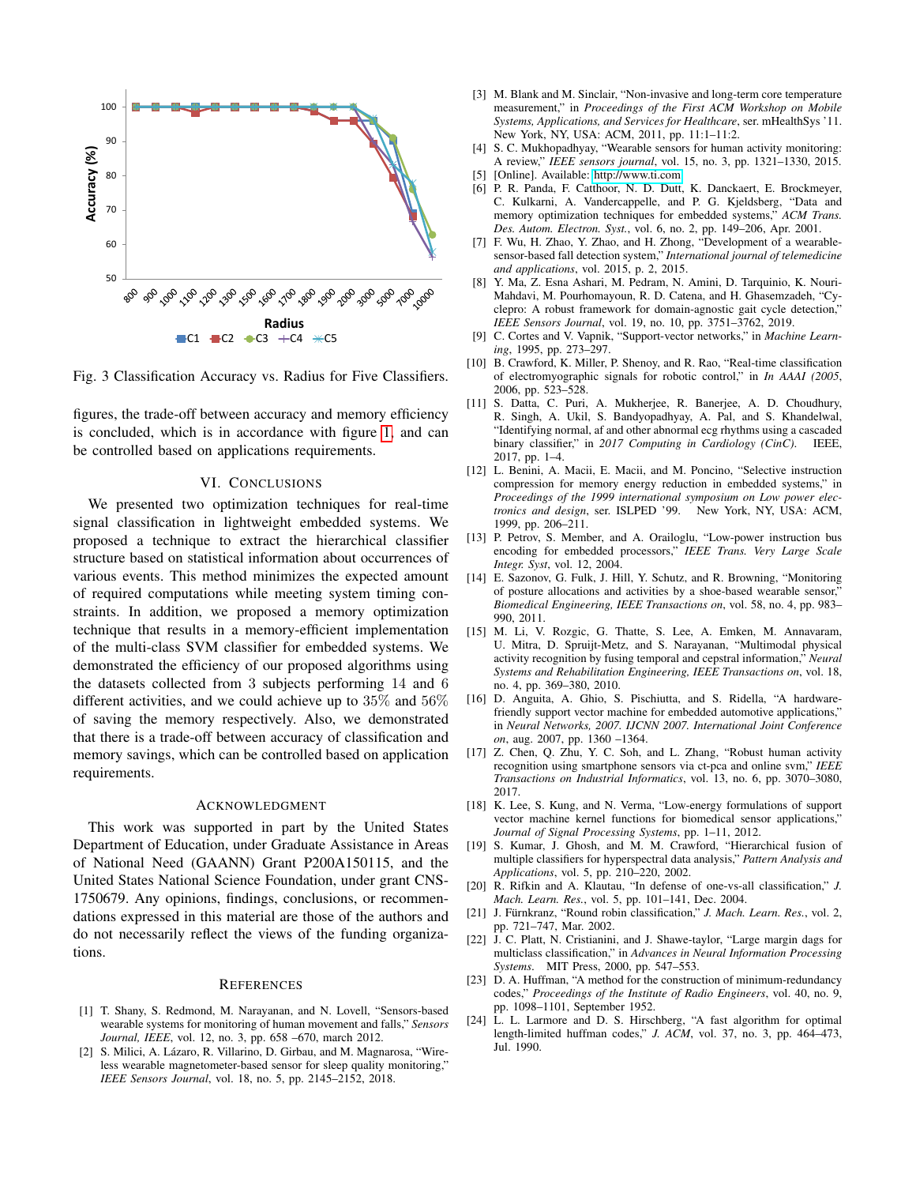Accuracy (%)

100
90
80
70
60
50

800 900 1000 1100 1200 1300 1500 1600 1700 1800 1900 2000 3000 5000 7000 10000

Radius

C1 C2 C3 C4 C5

Fig. 3 Classification Accuracy vs. Radius for Five Classifiers.

figures, the trade-off between accuracy and memory efficiency is concluded, which is in accordance with figure 1, and can be controlled based on applications requirements.

## VI. CONCLUSIONS

We presented two optimization techniques for real-time signal classification in lightweight embedded systems. We proposed a technique to extract the hierarchical classifier structure based on statistical information about occurrences of various events. This method minimizes the expected amount of required computations while meeting system timing constraints. In addition, we proposed a memory optimization technique that results in a memory-efficient implementation of the multi-class SVM classifier for embedded systems. We demonstrated the efficiency of our proposed algorithms using the datasets collected from 3 subjects performing 14 and 6 different activities, and we could achieve up to 35% and 56% of saving the memory respectively. Also, we demonstrated that there is a trade-off between accuracy of classification and memory savings, which can be controlled based on application requirements.

## ACKNOWLEDGMENT

This work was supported in part by the United States Department of Education, under Graduate Assistance in Areas of National Need (GAANN) Grant P200A150115, and the United States National Science Foundation, under grant CNS-1750679. Any opinions, findings, conclusions, or recommendations expressed in this material are those of the authors and do not necessarily reflect the views of the funding organizations.

## REFERENCES

[1] T. Shany, S. Redmond, M. Narayanan, and N. Lovell, "Sensors-based wearable systems for monitoring of human movement and falls," *Sensors Journal, IEEE*, vol. 12, no. 3, pp. 658 –670, march 2012.

[2] S. Milici, A. Lázaro, R. Villarino, D. Girbau, and M. Magnarosa, "Wireless wearable magnetometer-based sensor for sleep quality monitoring," *IEEE Sensors Journal*, vol. 18, no. 5, pp. 2145–2152, 2018.

[3] M. Blank and M. Sinclair, "Non-invasive and long-term core temperature measurement," in *Proceedings of the First ACM Workshop on Mobile Systems, Applications, and Services for Healthcare*, ser. mHealthSys '11. New York, NY, USA: ACM, 2011, pp. 11:1–11:2.

[4] S. C. Mukhopadhyay, "Wearable sensors for human activity monitoring: A review," *IEEE sensors journal*, vol. 15, no. 3, pp. 1321–1330, 2015.

[5] [Online]. Available: http://www.ti.com

[6] P. R. Panda, F. Catthoor, N. D. Dutt, K. Danckaert, E. Brockmeyer, C. Kulkarni, A. Vandercappelle, and P. G. Kjeldsberg, "Data and memory optimization techniques for embedded systems," *ACM Trans. Des. Autom. Electron. Syst.*, vol. 6, no. 2, pp. 149–206, Apr. 2001.

[7] F. Wu, H. Zhao, Y. Zhao, and H. Zhong, "Development of a wearable-sensor-based fall detection system," *International journal of telemedicine and applications*, vol. 2015, p. 2, 2015.

[8] Y. Ma, Z. Esna Ashari, M. Pedram, N. Amini, D. Tarquinio, K. Nouri-Mahdavi, M. Pourhomayoun, R. D. Catena, and H. Ghasemzadeh, "Cyclepro: A robust framework for domain-agnostic gait cycle detection," *IEEE Sensors Journal*, vol. 19, no. 10, pp. 3751–3762, 2019.

[9] C. Cortes and V. Vapnik, "Support-vector networks," in *Machine Learning*, 1995, pp. 273–297.

[10] B. Crawford, K. Miller, P. Shenoy, and R. Rao, "Real-time classification of electromyographic signals for robotic control," in *In AAAI (2005*, 2006, pp. 523–528.

[11] S. Datta, C. Puri, A. Mukherjee, R. Banerjee, A. D. Choudhury, R. Singh, A. Ukil, S. Bandyopadhyay, A. Pal, and S. Khandelwal, "Identifying normal, af and other abnormal ecg rhythms using a cascaded binary classifier," in *2017 Computing in Cardiology (CinC)*. IEEE, 2017, pp. 1–4.

[12] L. Benini, A. Macii, E. Macii, and M. Poncino, "Selective instruction compression for memory energy reduction in embedded systems," in *Proceedings of the 1999 international symposium on Low power electronics and design*, ser. ISLPED '99. New York, NY, USA: ACM, 1999, pp. 206–211.

[13] P. Petrov, S. Member, and A. Orailoglu, "Low-power instruction bus encoding for embedded processors," *IEEE Trans. Very Large Scale Integr. Syst*, vol. 12, 2004.

[14] E. Sazonov, G. Fulk, J. Hill, Y. Schutz, and R. Browning, "Monitoring of posture allocations and activities by a shoe-based wearable sensor," *Biomedical Engineering, IEEE Transactions on*, vol. 58, no. 4, pp. 983–990, 2011.

[15] M. Li, V. Rozgic, G. Thatte, S. Lee, A. Emken, M. Annavaram, U. Mitra, D. Spruijt-Metz, and S. Narayanan, "Multimodal physical activity recognition by fusing temporal and cepstral information," *Neural Systems and Rehabilitation Engineering, IEEE Transactions on*, vol. 18, no. 4, pp. 369–380, 2010.

[16] D. Anguita, A. Ghio, S. Pischiutta, and S. Ridella, "A hardware-friendly support vector machine for embedded automotive applications," in *Neural Networks, 2007. IJCNN 2007. International Joint Conference on*, aug. 2007, pp. 1360 –1364.

[17] Z. Chen, Q. Zhu, Y. C. Soh, and L. Zhang, "Robust human activity recognition using smartphone sensors via ct-pca and online svm," *IEEE Transactions on Industrial Informatics*, vol. 13, no. 6, pp. 3070–3080, 2017.

[18] K. Lee, S. Kung, and N. Verma, "Low-energy formulations of support vector machine kernel functions for biomedical sensor applications," *Journal of Signal Processing Systems*, pp. 1–11, 2012.

[19] S. Kumar, J. Ghosh, and M. M. Crawford, "Hierarchical fusion of multiple classifiers for hyperspectral data analysis," *Pattern Analysis and Applications*, vol. 5, pp. 210–220, 2002.

[20] R. Rifkin and A. Klautau, "In defense of one-vs-all classification," *J. Mach. Learn. Res.*, vol. 5, pp. 101–141, Dec. 2004.

[21] J. Fürnkranz, "Round robin classification," *J. Mach. Learn. Res.*, vol. 2, pp. 721–747, Mar. 2002.

[22] J. C. Platt, N. Cristianini, and J. Shawe-taylor, "Large margin dags for multiclass classification," in *Advances in Neural Information Processing Systems*. MIT Press, 2000, pp. 547–553.

[23] D. A. Huffman, "A method for the construction of minimum-redundancy codes," *Proceedings of the Institute of Radio Engineers*, vol. 40, no. 9, pp. 1098–1101, September 1952.

[24] L. L. Larmore and D. S. Hirschberg, "A fast algorithm for optimal length-limited huffman codes," *J. ACM*, vol. 37, no. 3, pp. 464–473, Jul. 1990.